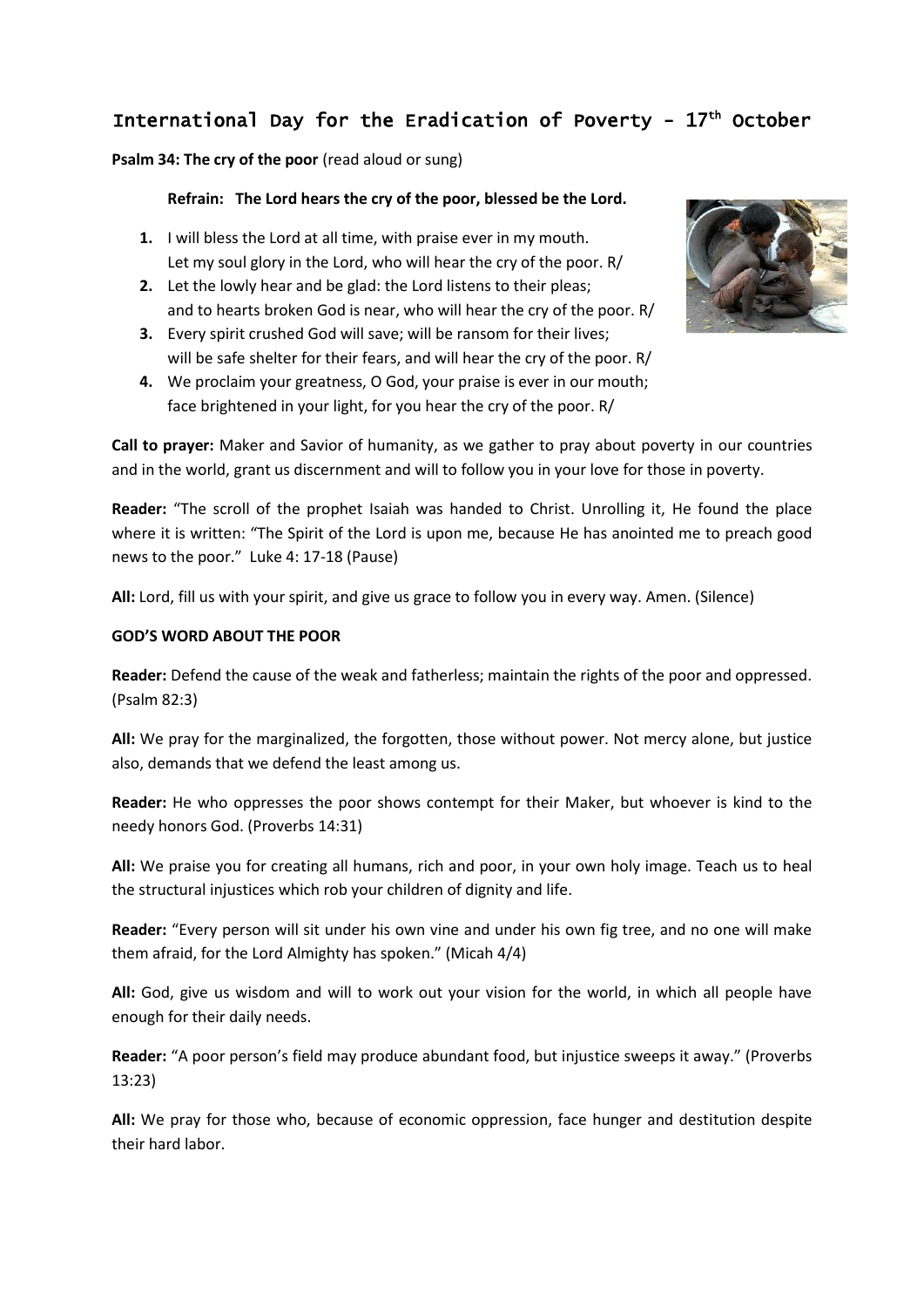# International Day for the Eradication of Poverty – 17th October

**Psalm 34: The cry of the poor** (read aloud or sung)

**Refrain: The Lord hears the cry of the poor, blessed be the Lord.**

1. I will bless the Lord at all time, with praise ever in my mouth.
   Let my soul glory in the Lord, who will hear the cry of the poor. R/
2. Let the lowly hear and be glad: the Lord listens to their pleas;
   and to hearts broken God is near, who will hear the cry of the poor. R/
3. Every spirit crushed God will save; will be ransom for their lives;
   will be safe shelter for their fears, and will hear the cry of the poor. R/
4. We proclaim your greatness, O God, your praise is ever in our mouth;
   face brightened in your light, for you hear the cry of the poor. R/

**Call to prayer:** Maker and Savior of humanity, as we gather to pray about poverty in our countries and in the world, grant us discernment and will to follow you in your love for those in poverty.

**Reader:** "The scroll of the prophet Isaiah was handed to Christ. Unrolling it, He found the place where it is written: "The Spirit of the Lord is upon me, because He has anointed me to preach good news to the poor." Luke 4: 17-18 (Pause)

**All:** Lord, fill us with your spirit, and give us grace to follow you in every way. Amen. (Silence)

**GOD'S WORD ABOUT THE POOR**

**Reader:** Defend the cause of the weak and fatherless; maintain the rights of the poor and oppressed. (Psalm 82:3)

**All:** We pray for the marginalized, the forgotten, those without power. Not mercy alone, but justice also, demands that we defend the least among us.

**Reader:** He who oppresses the poor shows contempt for their Maker, but whoever is kind to the needy honors God. (Proverbs 14:31)

**All:** We praise you for creating all humans, rich and poor, in your own holy image. Teach us to heal the structural injustices which rob your children of dignity and life.

**Reader:** "Every person will sit under his own vine and under his own fig tree, and no one will make them afraid, for the Lord Almighty has spoken." (Micah 4/4)

**All:** God, give us wisdom and will to work out your vision for the world, in which all people have enough for their daily needs.

**Reader:** "A poor person's field may produce abundant food, but injustice sweeps it away." (Proverbs 13:23)

**All:** We pray for those who, because of economic oppression, face hunger and destitution despite their hard labor.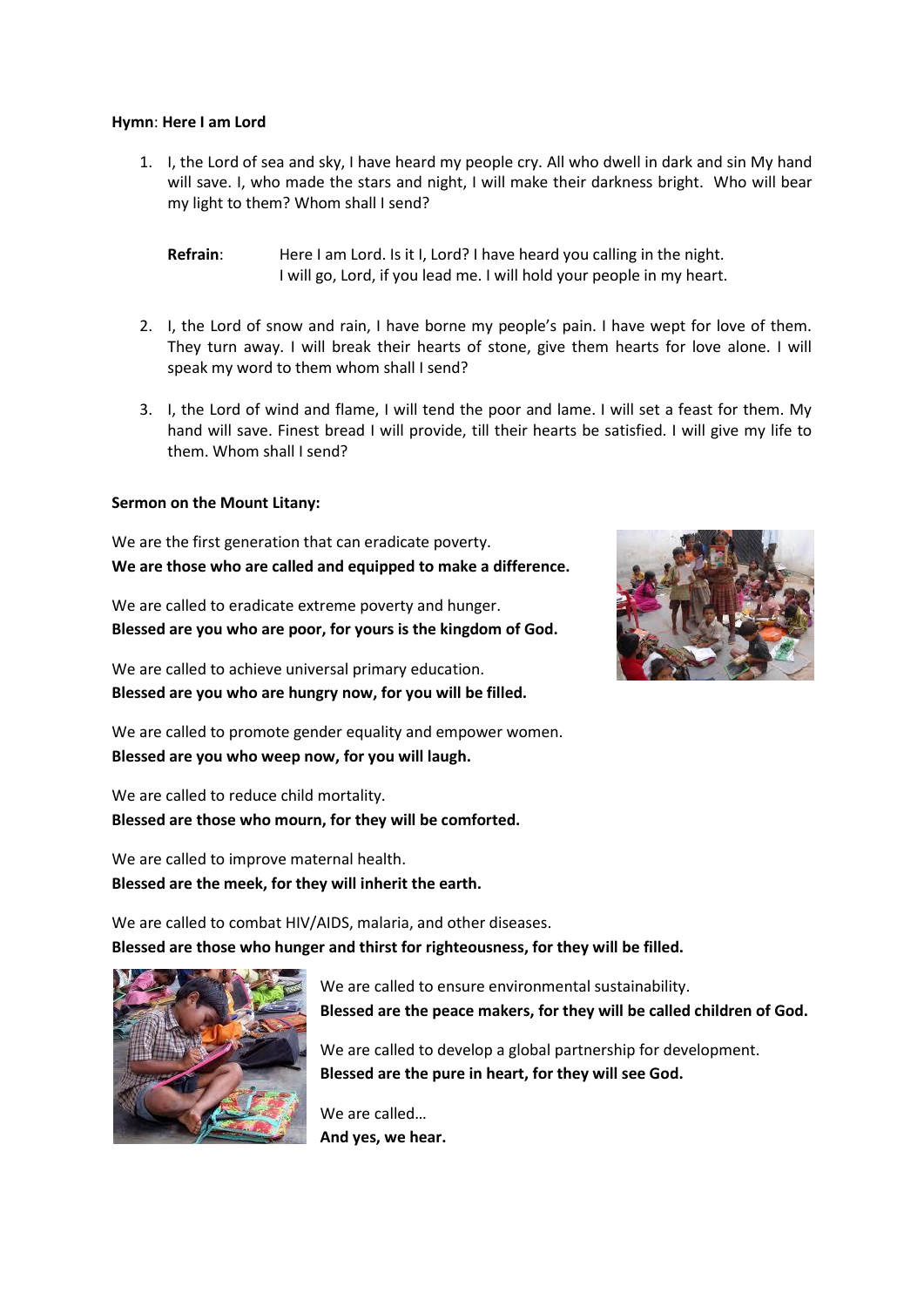**Hymn**: **Here I am Lord**

1. I, the Lord of sea and sky, I have heard my people cry. All who dwell in dark and sin My hand will save. I, who made the stars and night, I will make their darkness bright. Who will bear my light to them? Whom shall I send?

   **Refrain**: Here I am Lord. Is it I, Lord? I have heard you calling in the night.
   I will go, Lord, if you lead me. I will hold your people in my heart.

2. I, the Lord of snow and rain, I have borne my people's pain. I have wept for love of them. They turn away. I will break their hearts of stone, give them hearts for love alone. I will speak my word to them whom shall I send?

3. I, the Lord of wind and flame, I will tend the poor and lame. I will set a feast for them. My hand will save. Finest bread I will provide, till their hearts be satisfied. I will give my life to them. Whom shall I send?

**Sermon on the Mount Litany:**

We are the first generation that can eradicate poverty.
**We are those who are called and equipped to make a difference.**

We are called to eradicate extreme poverty and hunger.
**Blessed are you who are poor, for yours is the kingdom of God.**

We are called to achieve universal primary education.
**Blessed are you who are hungry now, for you will be filled.**

We are called to promote gender equality and empower women.
**Blessed are you who weep now, for you will laugh.**

We are called to reduce child mortality.
**Blessed are those who mourn, for they will be comforted.**

We are called to improve maternal health.
**Blessed are the meek, for they will inherit the earth.**

We are called to combat HIV/AIDS, malaria, and other diseases.
**Blessed are those who hunger and thirst for righteousness, for they will be filled.**

We are called to ensure environmental sustainability.
**Blessed are the peace makers, for they will be called children of God.**

We are called to develop a global partnership for development.
**Blessed are the pure in heart, for they will see God.**

We are called…
**And yes, we hear.**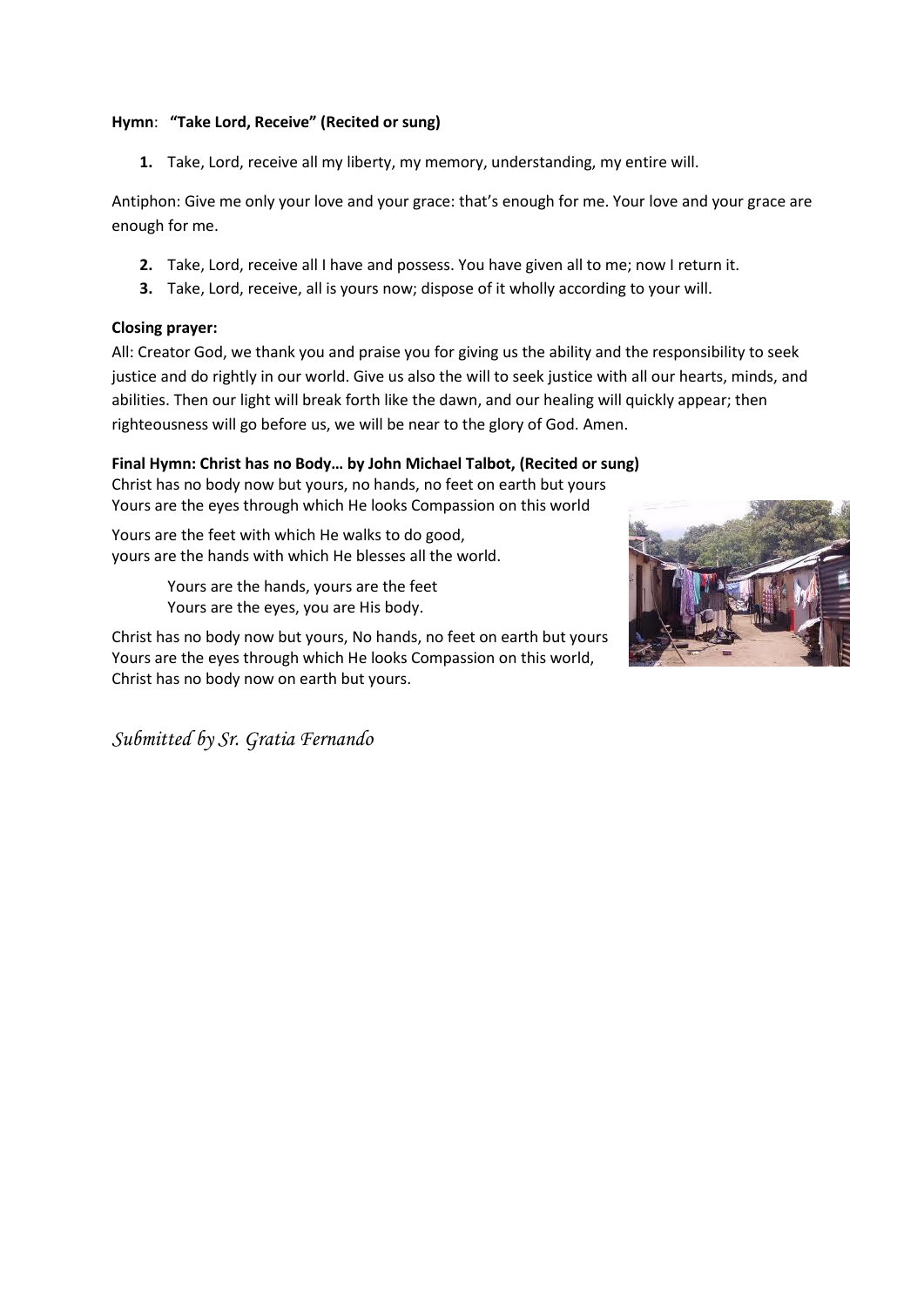**Hymn**: **"Take Lord, Receive" (Recited or sung)**

1. Take, Lord, receive all my liberty, my memory, understanding, my entire will.

Antiphon: Give me only your love and your grace: that's enough for me. Your love and your grace are enough for me.

2. Take, Lord, receive all I have and possess. You have given all to me; now I return it.
3. Take, Lord, receive, all is yours now; dispose of it wholly according to your will.

**Closing prayer:**

All: Creator God, we thank you and praise you for giving us the ability and the responsibility to seek justice and do rightly in our world. Give us also the will to seek justice with all our hearts, minds, and abilities. Then our light will break forth like the dawn, and our healing will quickly appear; then righteousness will go before us, we will be near to the glory of God. Amen.

**Final Hymn: Christ has no Body… by John Michael Talbot, (Recited or sung)**

Christ has no body now but yours, no hands, no feet on earth but yours
Yours are the eyes through which He looks Compassion on this world

Yours are the feet with which He walks to do good,
yours are the hands with which He blesses all the world.

> Yours are the hands, yours are the feet
> Yours are the eyes, you are His body.

Christ has no body now but yours, No hands, no feet on earth but yours
Yours are the eyes through which He looks Compassion on this world,
Christ has no body now on earth but yours.

*Submitted by Sr. Gratia Fernando*